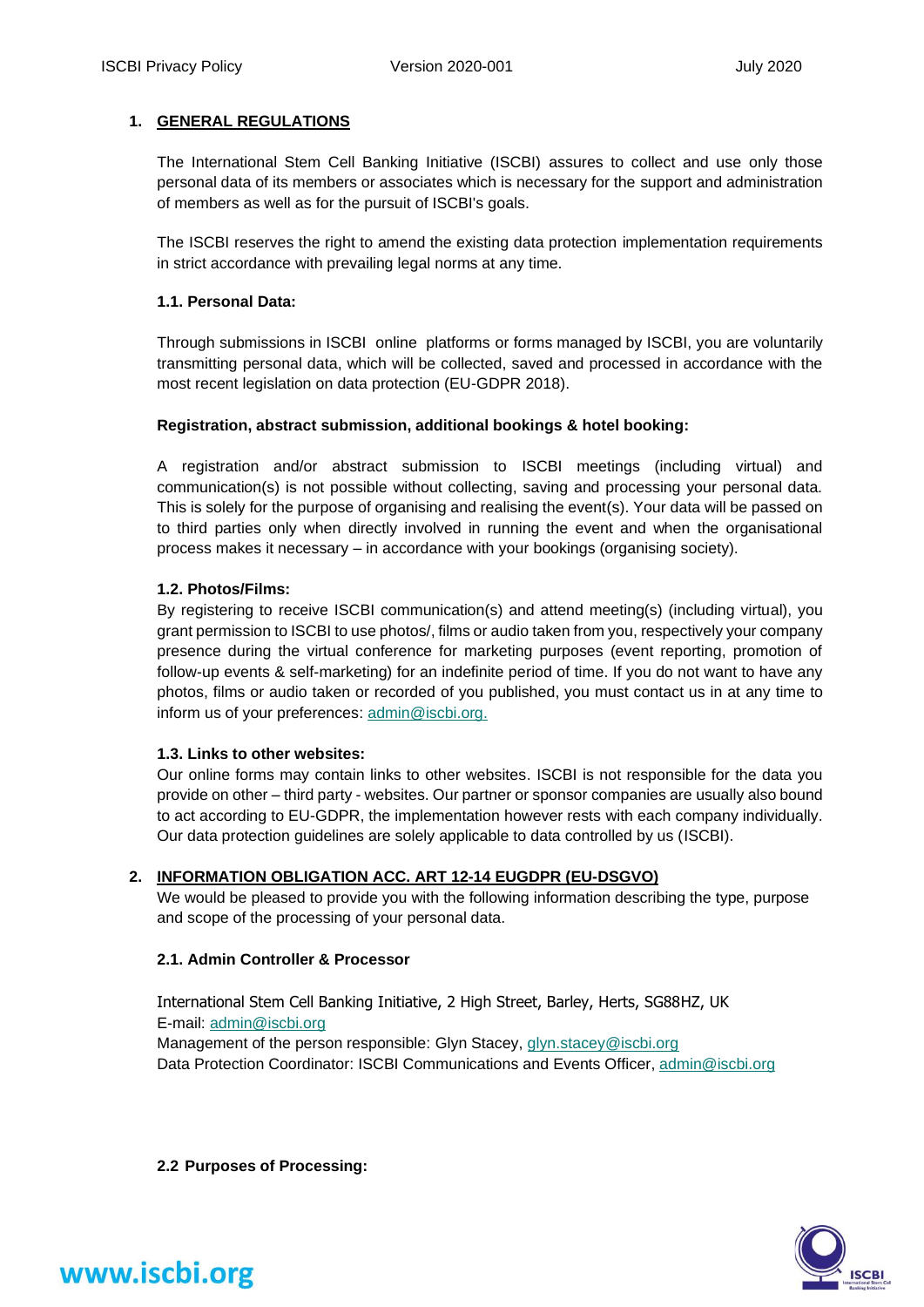## 1. GENERAL REGULATIONS

The International Stem Cell Banking Initiative (ISCBI) assures to collect and use only those personal data of its members or associates which is necessary for the support and administration of members as well as for the pursuit of ISCBI's goals.

The ISCBI reserves the right to amend the existing data protection implementation requirements in strict accordance with prevailing legal norms at any time.

### 1.1. Personal Data:

Through submissions in ISCBI online platforms or forms managed by ISCBI, you are voluntarily transmitting personal data, which will be collected, saved and processed in accordance with the most recent legislation on data protection (EU-GDPR 2018).

**Registration, abstract submission, additional bookings & hotel booking:**

A registration and/or abstract submission to ISCBI meetings (including virtual) and communication(s) is not possible without collecting, saving and processing your personal data. This is solely for the purpose of organising and realising the event(s). Your data will be passed on to third parties only when directly involved in running the event and when the organisational process makes it necessary – in accordance with your bookings (organising society).

### 1.2. Photos/Films:

By registering to receive ISCBI communication(s) and attend meeting(s) (including virtual), you grant permission to ISCBI to use photos/, films or audio taken from you, respectively your company presence during the virtual conference for marketing purposes (event reporting, promotion of follow-up events & self-marketing) for an indefinite period of time. If you do not want to have any photos, films or audio taken or recorded of you published, you must contact us in at any time to inform us of your preferences: admin@iscbi.org.

### 1.3. Links to other websites:

Our online forms may contain links to other websites. ISCBI is not responsible for the data you provide on other – third party - websites. Our partner or sponsor companies are usually also bound to act according to EU-GDPR, the implementation however rests with each company individually. Our data protection guidelines are solely applicable to data controlled by us (ISCBI).

## 2. INFORMATION OBLIGATION ACC. ART 12-14 EUGDPR (EU-DSGVO)

We would be pleased to provide you with the following information describing the type, purpose and scope of the processing of your personal data.

### 2.1. Admin Controller & Processor

International Stem Cell Banking Initiative, 2 High Street, Barley, Herts, SG88HZ, UK
E-mail: admin@iscbi.org
Management of the person responsible: Glyn Stacey, glyn.stacey@iscbi.org
Data Protection Coordinator: ISCBI Communications and Events Officer, admin@iscbi.org

### 2.2 Purposes of Processing: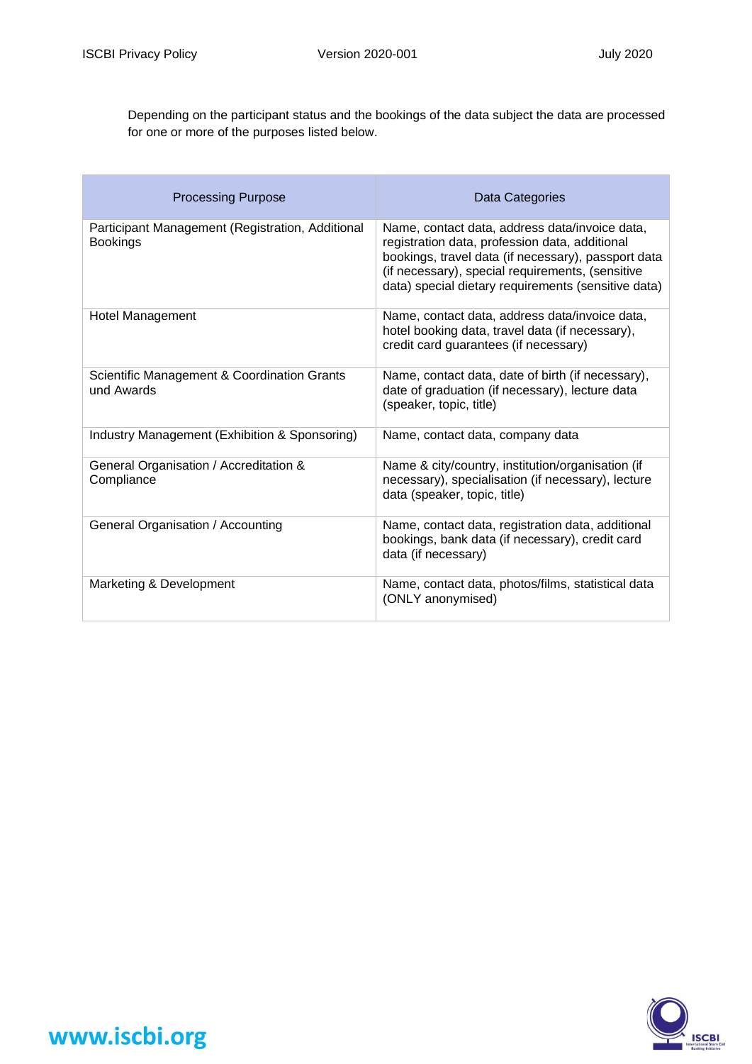Depending on the participant status and the bookings of the data subject the data are processed for one or more of the purposes listed below.

| Processing Purpose | Data Categories |
|---|---|
| Participant Management (Registration, Additional Bookings | Name, contact data, address data/invoice data, registration data, profession data, additional bookings, travel data (if necessary), passport data (if necessary), special requirements, (sensitive data) special dietary requirements (sensitive data) |
| Hotel Management | Name, contact data, address data/invoice data, hotel booking data, travel data (if necessary), credit card guarantees (if necessary) |
| Scientific Management & Coordination Grants und Awards | Name, contact data, date of birth (if necessary), date of graduation (if necessary), lecture data (speaker, topic, title) |
| Industry Management (Exhibition & Sponsoring) | Name, contact data, company data |
| General Organisation / Accreditation & Compliance | Name & city/country, institution/organisation (if necessary), specialisation (if necessary), lecture data (speaker, topic, title) |
| General Organisation / Accounting | Name, contact data, registration data, additional bookings, bank data (if necessary), credit card data (if necessary) |
| Marketing & Development | Name, contact data, photos/films, statistical data (ONLY anonymised) |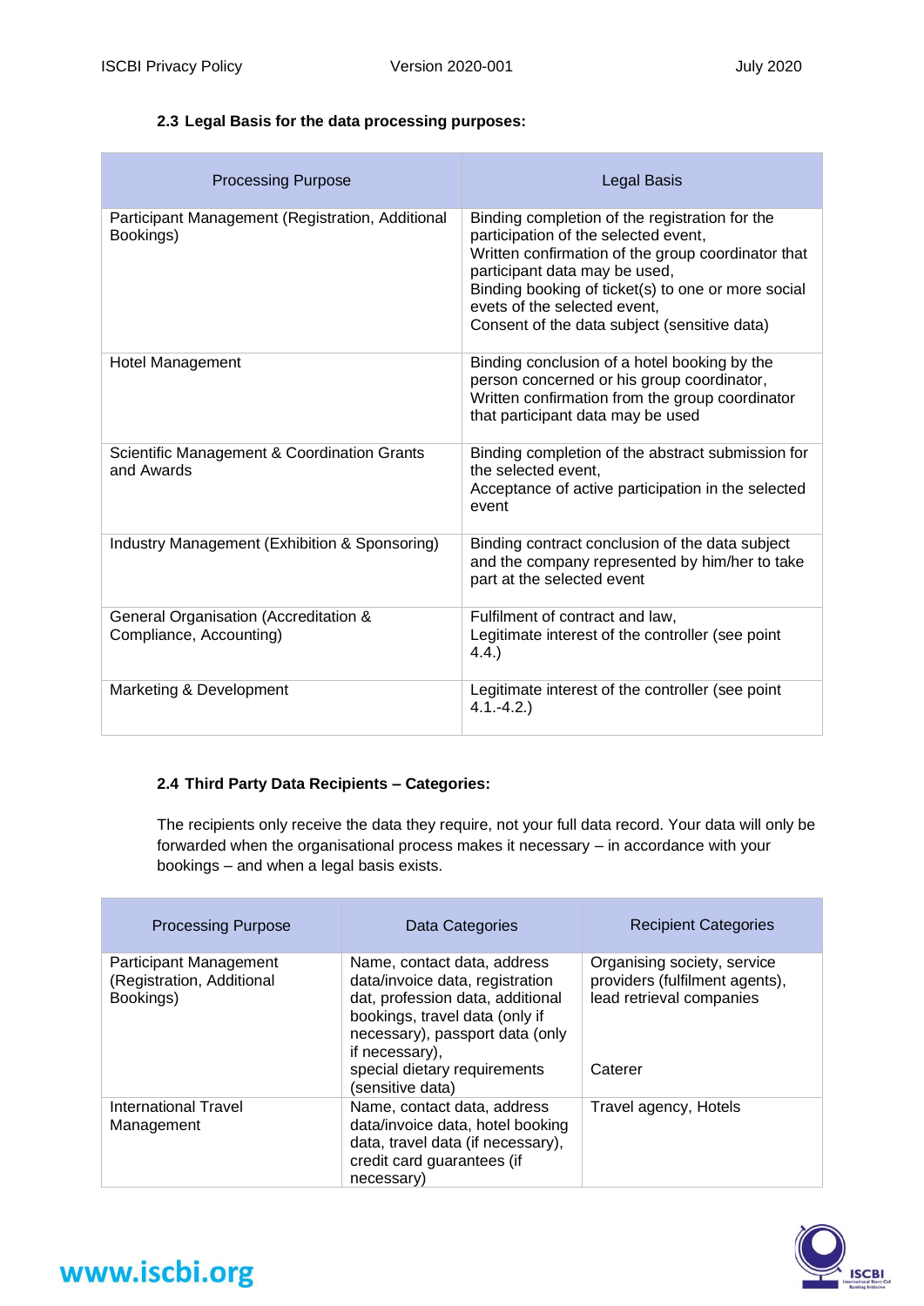### 2.3 Legal Basis for the data processing purposes:

| Processing Purpose | Legal Basis |
|---|---|
| Participant Management (Registration, Additional Bookings) | Binding completion of the registration for the participation of the selected event, Written confirmation of the group coordinator that participant data may be used, Binding booking of ticket(s) to one or more social evets of the selected event, Consent of the data subject (sensitive data) |
| Hotel Management | Binding conclusion of a hotel booking by the person concerned or his group coordinator, Written confirmation from the group coordinator that participant data may be used |
| Scientific Management & Coordination Grants and Awards | Binding completion of the abstract submission for the selected event, Acceptance of active participation in the selected event |
| Industry Management (Exhibition & Sponsoring) | Binding contract conclusion of the data subject and the company represented by him/her to take part at the selected event |
| General Organisation (Accreditation & Compliance, Accounting) | Fulfilment of contract and law, Legitimate interest of the controller (see point 4.4.) |
| Marketing & Development | Legitimate interest of the controller (see point 4.1.-4.2.) |

### 2.4 Third Party Data Recipients – Categories:

The recipients only receive the data they require, not your full data record. Your data will only be forwarded when the organisational process makes it necessary – in accordance with your bookings – and when a legal basis exists.

| Processing Purpose | Data Categories | Recipient Categories |
|---|---|---|
| Participant Management (Registration, Additional Bookings) | Name, contact data, address data/invoice data, registration dat, profession data, additional bookings, travel data (only if necessary), passport data (only if necessary), | Organising society, service providers (fulfilment agents), lead retrieval companies |
| | special dietary requirements (sensitive data) | Caterer |
| International Travel Management | Name, contact data, address data/invoice data, hotel booking data, travel data (if necessary), credit card guarantees (if necessary) | Travel agency, Hotels |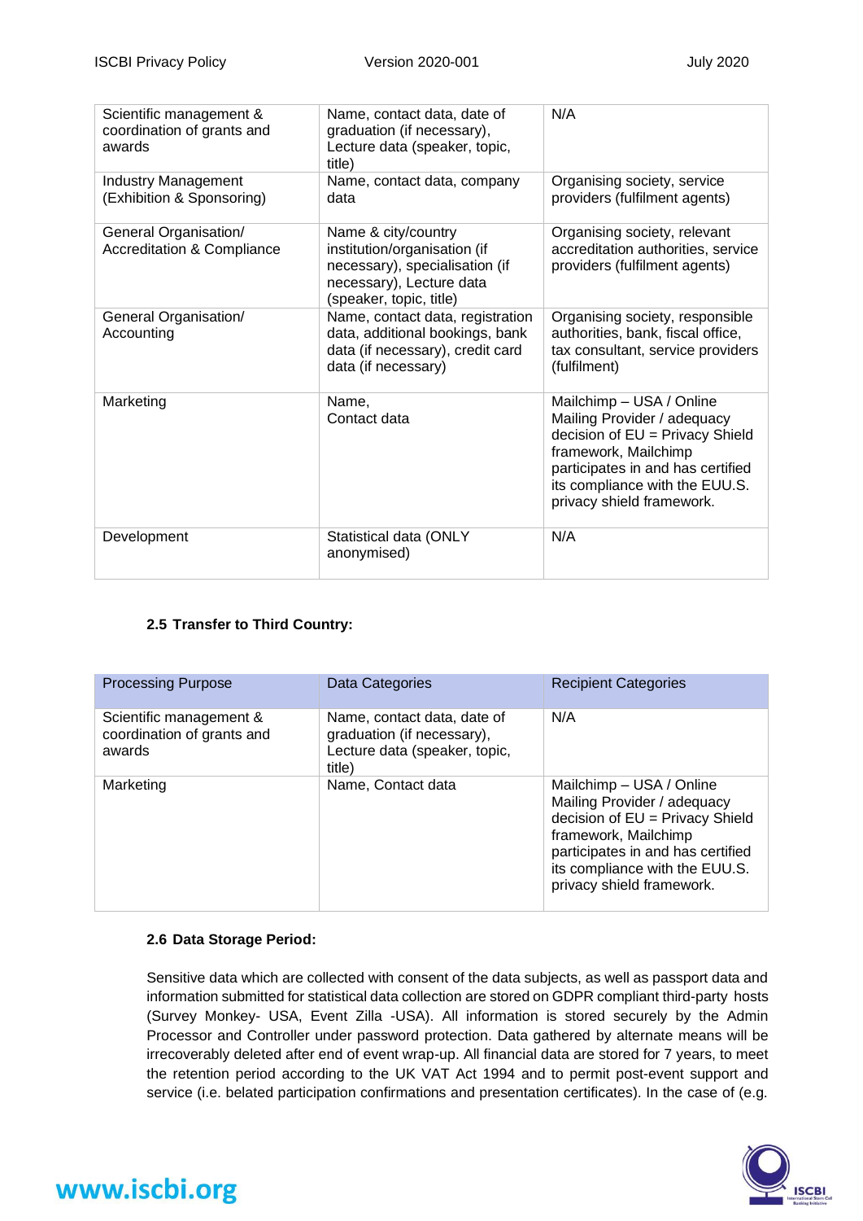| | | |
|---|---|---|
| Scientific management & coordination of grants and awards | Name, contact data, date of graduation (if necessary), Lecture data (speaker, topic, title) | N/A |
| Industry Management (Exhibition & Sponsoring) | Name, contact data, company data | Organising society, service providers (fulfilment agents) |
| General Organisation/ Accreditation & Compliance | Name & city/country institution/organisation (if necessary), specialisation (if necessary), Lecture data (speaker, topic, title) | Organising society, relevant accreditation authorities, service providers (fulfilment agents) |
| General Organisation/ Accounting | Name, contact data, registration data, additional bookings, bank data (if necessary), credit card data (if necessary) | Organising society, responsible authorities, bank, fiscal office, tax consultant, service providers (fulfilment) |
| Marketing | Name, Contact data | Mailchimp – USA / Online Mailing Provider / adequacy decision of EU = Privacy Shield framework, Mailchimp participates in and has certified its compliance with the EUU.S. privacy shield framework. |
| Development | Statistical data (ONLY anonymised) | N/A |

### 2.5 Transfer to Third Country:

| Processing Purpose | Data Categories | Recipient Categories |
|---|---|---|
| Scientific management & coordination of grants and awards | Name, contact data, date of graduation (if necessary), Lecture data (speaker, topic, title) | N/A |
| Marketing | Name, Contact data | Mailchimp – USA / Online Mailing Provider / adequacy decision of EU = Privacy Shield framework, Mailchimp participates in and has certified its compliance with the EUU.S. privacy shield framework. |

### 2.6 Data Storage Period:

Sensitive data which are collected with consent of the data subjects, as well as passport data and information submitted for statistical data collection are stored on GDPR compliant third-party hosts (Survey Monkey- USA, Event Zilla -USA). All information is stored securely by the Admin Processor and Controller under password protection. Data gathered by alternate means will be irrecoverably deleted after end of event wrap-up. All financial data are stored for 7 years, to meet the retention period according to the UK VAT Act 1994 and to permit post-event support and service (i.e. belated participation confirmations and presentation certificates). In the case of (e.g.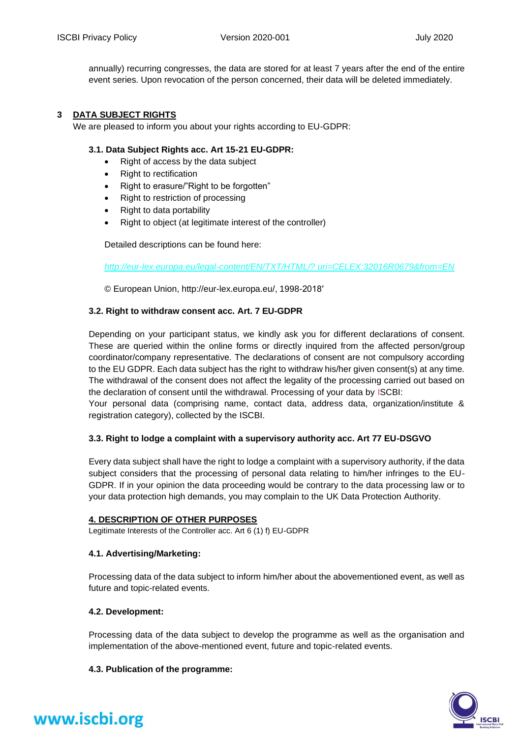annually) recurring congresses, the data are stored for at least 7 years after the end of the entire event series. Upon revocation of the person concerned, their data will be deleted immediately.

## 3 DATA SUBJECT RIGHTS

We are pleased to inform you about your rights according to EU-GDPR:

### 3.1. Data Subject Rights acc. Art 15-21 EU-GDPR:

- Right of access by the data subject
- Right to rectification
- Right to erasure/"Right to be forgotten"
- Right to restriction of processing
- Right to data portability
- Right to object (at legitimate interest of the controller)

Detailed descriptions can be found here:

*http://eur-lex.europa.eu/legal-content/EN/TXT/HTML/? uri=CELEX:32016R0679&from=EN*

© European Union, http://eur-lex.europa.eu/, 1998-2018′

### 3.2. Right to withdraw consent acc. Art. 7 EU-GDPR

Depending on your participant status, we kindly ask you for different declarations of consent. These are queried within the online forms or directly inquired from the affected person/group coordinator/company representative. The declarations of consent are not compulsory according to the EU GDPR. Each data subject has the right to withdraw his/her given consent(s) at any time. The withdrawal of the consent does not affect the legality of the processing carried out based on the declaration of consent until the withdrawal. Processing of your data by ISCBI:
Your personal data (comprising name, contact data, address data, organization/institute & registration category), collected by the ISCBI.

### 3.3. Right to lodge a complaint with a supervisory authority acc. Art 77 EU-DSGVO

Every data subject shall have the right to lodge a complaint with a supervisory authority, if the data subject considers that the processing of personal data relating to him/her infringes to the EU-GDPR. If in your opinion the data proceeding would be contrary to the data processing law or to your data protection high demands, you may complain to the UK Data Protection Authority.

## 4. DESCRIPTION OF OTHER PURPOSES

Legitimate Interests of the Controller acc. Art 6 (1) f) EU-GDPR

### 4.1. Advertising/Marketing:

Processing data of the data subject to inform him/her about the abovementioned event, as well as future and topic-related events.

### 4.2. Development:

Processing data of the data subject to develop the programme as well as the organisation and implementation of the above-mentioned event, future and topic-related events.

### 4.3. Publication of the programme: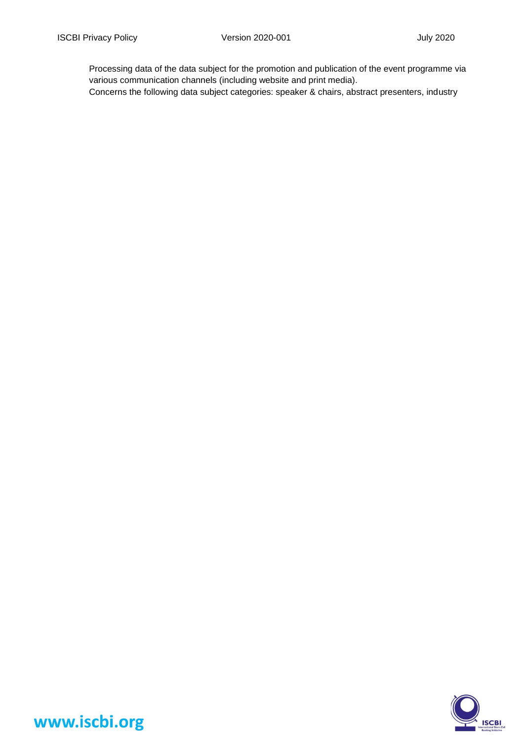Processing data of the data subject for the promotion and publication of the event programme via various communication channels (including website and print media).
Concerns the following data subject categories: speaker & chairs, abstract presenters, industry